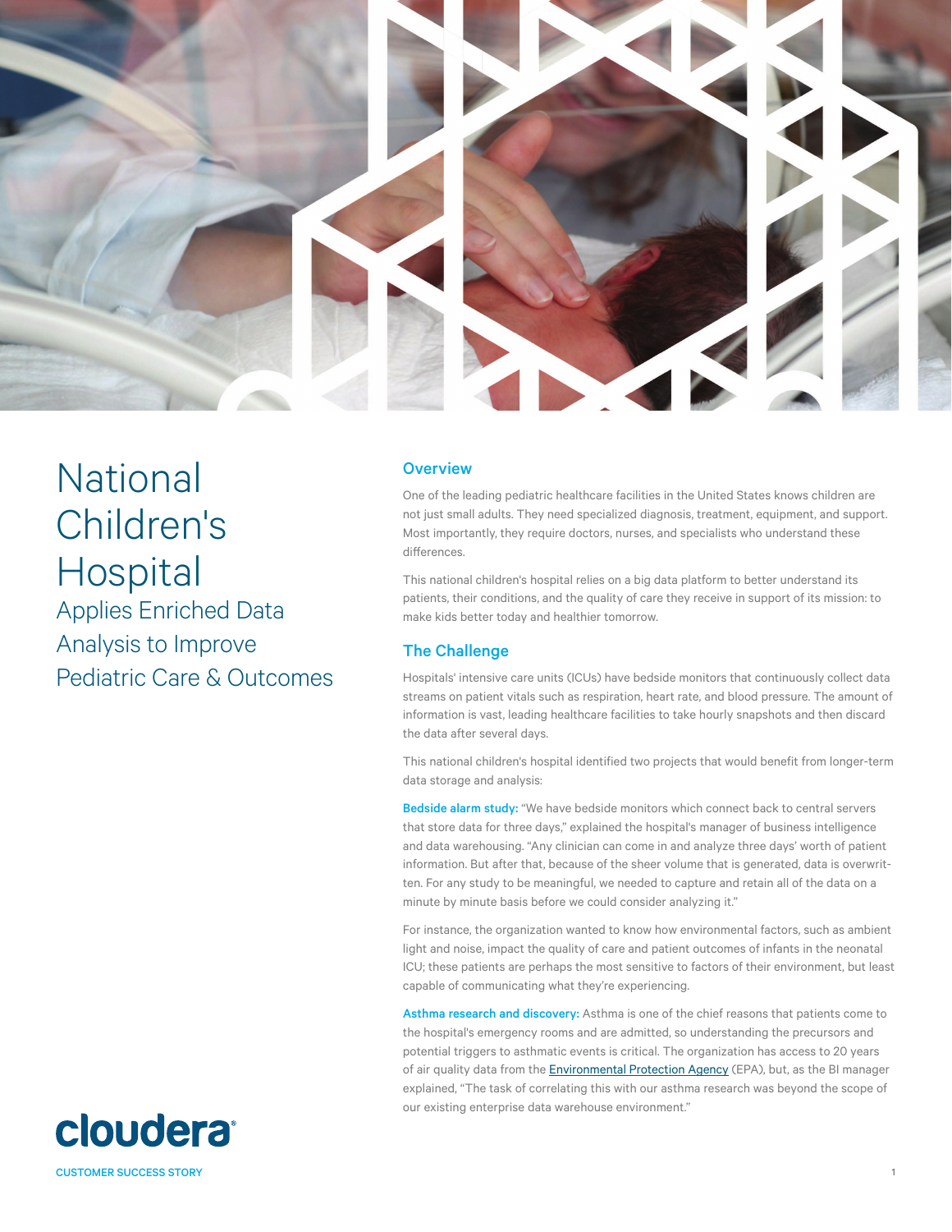# National Children's Hospital

## Applies Enriched Data Analysis to Improve Pediatric Care & Outcomes

### Overview

One of the leading pediatric healthcare facilities in the United States knows children are not just small adults. They need specialized diagnosis, treatment, equipment, and support. Most importantly, they require doctors, nurses, and specialists who understand these differences.

This national children's hospital relies on a big data platform to better understand its patients, their conditions, and the quality of care they receive in support of its mission: to make kids better today and healthier tomorrow.

### The Challenge

Hospitals' intensive care units (ICUs) have bedside monitors that continuously collect data streams on patient vitals such as respiration, heart rate, and blood pressure. The amount of information is vast, leading healthcare facilities to take hourly snapshots and then discard the data after several days.

This national children's hospital identified two projects that would benefit from longer-term data storage and analysis:

**Bedside alarm study:** "We have bedside monitors which connect back to central servers that store data for three days," explained the hospital's manager of business intelligence and data warehousing. "Any clinician can come in and analyze three days' worth of patient information. But after that, because of the sheer volume that is generated, data is overwritten. For any study to be meaningful, we needed to capture and retain all of the data on a minute by minute basis before we could consider analyzing it."

For instance, the organization wanted to know how environmental factors, such as ambient light and noise, impact the quality of care and patient outcomes of infants in the neonatal ICU; these patients are perhaps the most sensitive to factors of their environment, but least capable of communicating what they're experiencing.

**Asthma research and discovery:** Asthma is one of the chief reasons that patients come to the hospital's emergency rooms and are admitted, so understanding the precursors and potential triggers to asthmatic events is critical. The organization has access to 20 years of air quality data from the Environmental Protection Agency (EPA), but, as the BI manager explained, "The task of correlating this with our asthma research was beyond the scope of our existing enterprise data warehouse environment."

cloudera

CUSTOMER SUCCESS STORY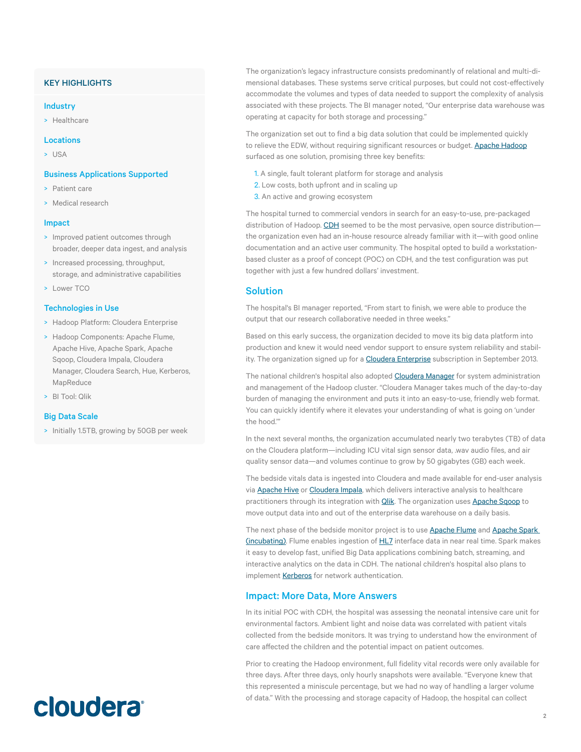## KEY HIGHLIGHTS

### Industry

- Healthcare

### Locations

- USA

### Business Applications Supported

- Patient care
- Medical research

### Impact

- Improved patient outcomes through broader, deeper data ingest, and analysis
- Increased processing, throughput, storage, and administrative capabilities
- Lower TCO

### Technologies in Use

- Hadoop Platform: Cloudera Enterprise
- Hadoop Components: Apache Flume, Apache Hive, Apache Spark, Apache Sqoop, Cloudera Impala, Cloudera Manager, Cloudera Search, Hue, Kerberos, MapReduce
- BI Tool: Qlik

### Big Data Scale

- Initially 1.5TB, growing by 50GB per week

The organization's legacy infrastructure consists predominantly of relational and multi-dimensional databases. These systems serve critical purposes, but could not cost-effectively accommodate the volumes and types of data needed to support the complexity of analysis associated with these projects. The BI manager noted, "Our enterprise data warehouse was operating at capacity for both storage and processing."

The organization set out to find a big data solution that could be implemented quickly to relieve the EDW, without requiring significant resources or budget. Apache Hadoop surfaced as one solution, promising three key benefits:

1. A single, fault tolerant platform for storage and analysis
2. Low costs, both upfront and in scaling up
3. An active and growing ecosystem

The hospital turned to commercial vendors in search for an easy-to-use, pre-packaged distribution of Hadoop. CDH seemed to be the most pervasive, open source distribution—the organization even had an in-house resource already familiar with it—with good online documentation and an active user community. The hospital opted to build a workstation-based cluster as a proof of concept (POC) on CDH, and the test configuration was put together with just a few hundred dollars' investment.

## Solution

The hospital's BI manager reported, "From start to finish, we were able to produce the output that our research collaborative needed in three weeks."

Based on this early success, the organization decided to move its big data platform into production and knew it would need vendor support to ensure system reliability and stability. The organization signed up for a Cloudera Enterprise subscription in September 2013.

The national children's hospital also adopted Cloudera Manager for system administration and management of the Hadoop cluster. "Cloudera Manager takes much of the day-to-day burden of managing the environment and puts it into an easy-to-use, friendly web format. You can quickly identify where it elevates your understanding of what is going on 'under the hood.'"

In the next several months, the organization accumulated nearly two terabytes (TB) of data on the Cloudera platform—including ICU vital sign sensor data, .wav audio files, and air quality sensor data—and volumes continue to grow by 50 gigabytes (GB) each week.

The bedside vitals data is ingested into Cloudera and made available for end-user analysis via Apache Hive or Cloudera Impala, which delivers interactive analysis to healthcare practitioners through its integration with Qlik. The organization uses Apache Sqoop to move output data into and out of the enterprise data warehouse on a daily basis.

The next phase of the bedside monitor project is to use Apache Flume and Apache Spark (incubating). Flume enables ingestion of HL7 interface data in near real time. Spark makes it easy to develop fast, unified Big Data applications combining batch, streaming, and interactive analytics on the data in CDH. The national children's hospital also plans to implement Kerberos for network authentication.

## Impact: More Data, More Answers

In its initial POC with CDH, the hospital was assessing the neonatal intensive care unit for environmental factors. Ambient light and noise data was correlated with patient vitals collected from the bedside monitors. It was trying to understand how the environment of care affected the children and the potential impact on patient outcomes.

Prior to creating the Hadoop environment, full fidelity vital records were only available for three days. After three days, only hourly snapshots were available. "Everyone knew that this represented a miniscule percentage, but we had no way of handling a larger volume of data." With the processing and storage capacity of Hadoop, the hospital can collect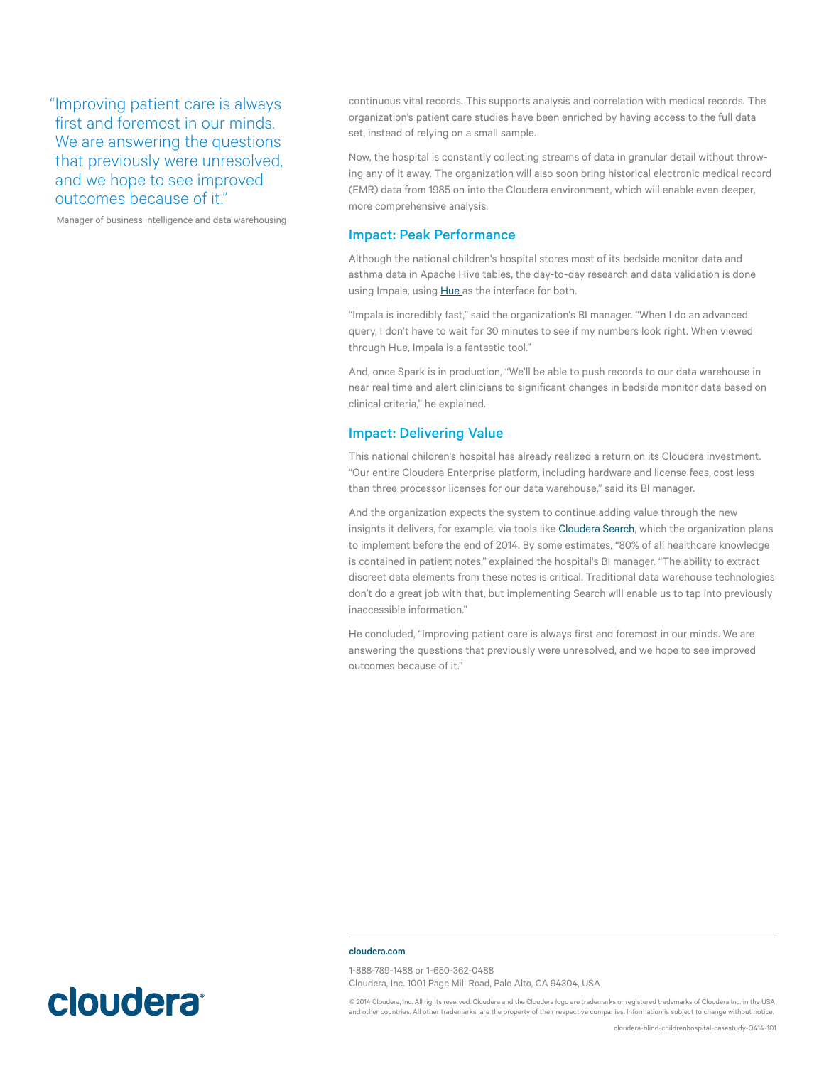> "Improving patient care is always first and foremost in our minds. We are answering the questions that previously were unresolved, and we hope to see improved outcomes because of it."
>
> Manager of business intelligence and data warehousing

continuous vital records. This supports analysis and correlation with medical records. The organization's patient care studies have been enriched by having access to the full data set, instead of relying on a small sample.

Now, the hospital is constantly collecting streams of data in granular detail without throwing any of it away. The organization will also soon bring historical electronic medical record (EMR) data from 1985 on into the Cloudera environment, which will enable even deeper, more comprehensive analysis.

## Impact: Peak Performance

Although the national children's hospital stores most of its bedside monitor data and asthma data in Apache Hive tables, the day-to-day research and data validation is done using Impala, using Hue as the interface for both.

"Impala is incredibly fast," said the organization's BI manager. "When I do an advanced query, I don't have to wait for 30 minutes to see if my numbers look right. When viewed through Hue, Impala is a fantastic tool."

And, once Spark is in production, "We'll be able to push records to our data warehouse in near real time and alert clinicians to significant changes in bedside monitor data based on clinical criteria," he explained.

## Impact: Delivering Value

This national children's hospital has already realized a return on its Cloudera investment. "Our entire Cloudera Enterprise platform, including hardware and license fees, cost less than three processor licenses for our data warehouse," said its BI manager.

And the organization expects the system to continue adding value through the new insights it delivers, for example, via tools like Cloudera Search, which the organization plans to implement before the end of 2014. By some estimates, "80% of all healthcare knowledge is contained in patient notes," explained the hospital's BI manager. "The ability to extract discreet data elements from these notes is critical. Traditional data warehouse technologies don't do a great job with that, but implementing Search will enable us to tap into previously inaccessible information."

He concluded, "Improving patient care is always first and foremost in our minds. We are answering the questions that previously were unresolved, and we hope to see improved outcomes because of it."

cloudera

cloudera.com

1-888-789-1488 or 1-650-362-0488
Cloudera, Inc. 1001 Page Mill Road, Palo Alto, CA 94304, USA

© 2014 Cloudera, Inc. All rights reserved. Cloudera and the Cloudera logo are trademarks or registered trademarks of Cloudera Inc. in the USA and other countries. All other trademarks are the property of their respective companies. Information is subject to change without notice.

cloudera-blind-childrenhospital-casestudy-Q414-101